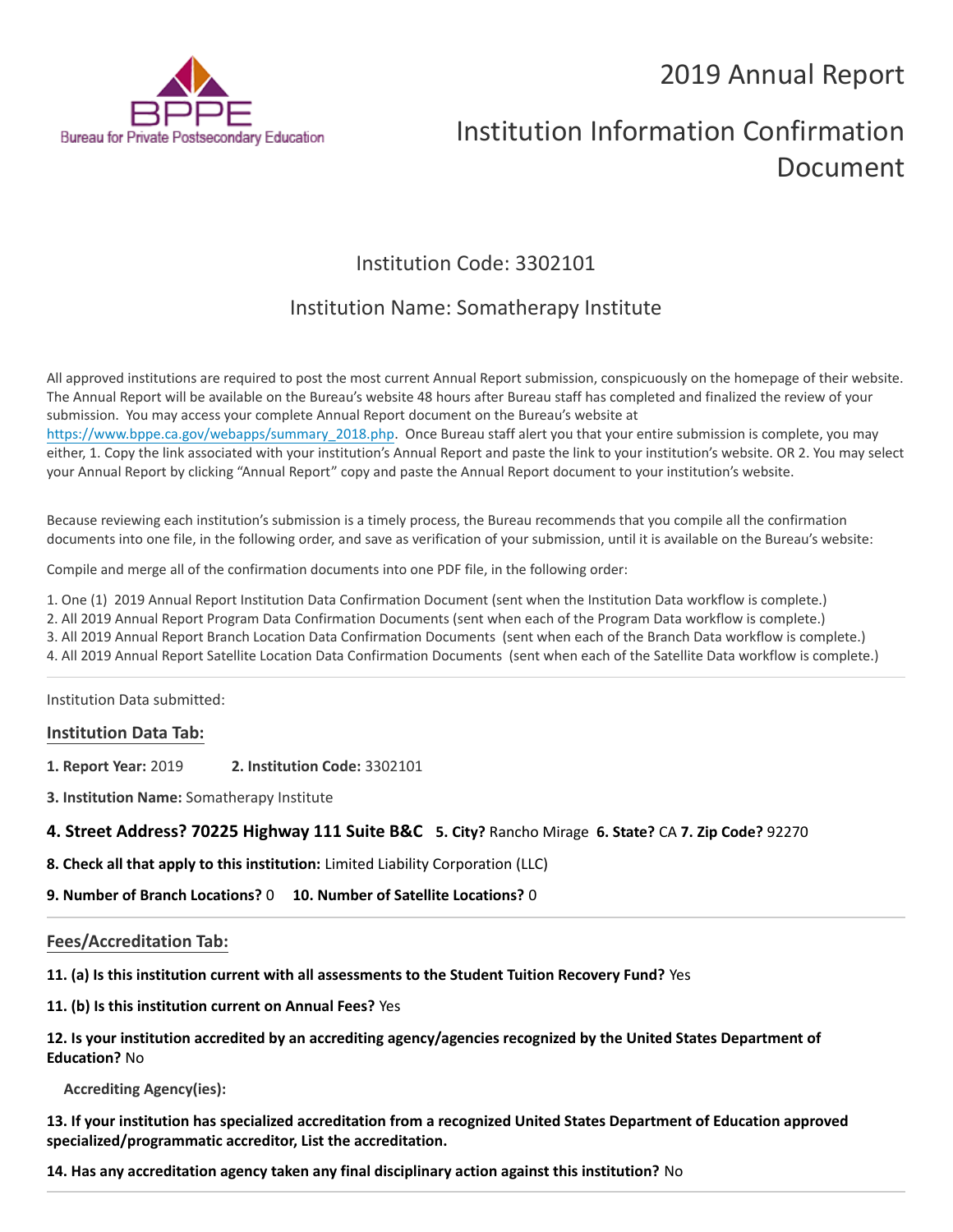Bureau for Private Postsecondary Education

# 2019 Annual Report

# Institution Information Confirmation Document

## Institution Code: 3302101

## Institution Name: Somatherapy Institute

All approved institutions are required to post the most current Annual Report submission, conspicuously on the homepage of their website. The Annual Report will be available on the Bureau's website 48 hours after Bureau staff has completed and finalized the review of your submission. You may access your complete Annual Report document on the Bureau's website at https://www.bppe.ca.gov/webapps/summary_2018.php. Once Bureau staff alert you that your entire submission is complete, you may either, 1. Copy the link associated with your institution's Annual Report and paste the link to your institution's website. OR 2. You may select your Annual Report by clicking "Annual Report" copy and paste the Annual Report document to your institution's website.

Because reviewing each institution's submission is a timely process, the Bureau recommends that you compile all the confirmation documents into one file, in the following order, and save as verification of your submission, until it is available on the Bureau's website:

Compile and merge all of the confirmation documents into one PDF file, in the following order:

1. One (1) 2019 Annual Report Institution Data Confirmation Document (sent when the Institution Data workflow is complete.)
2. All 2019 Annual Report Program Data Confirmation Documents (sent when each of the Program Data workflow is complete.)
3. All 2019 Annual Report Branch Location Data Confirmation Documents (sent when each of the Branch Data workflow is complete.)
4. All 2019 Annual Report Satellite Location Data Confirmation Documents (sent when each of the Satellite Data workflow is complete.)

---

Institution Data submitted:

### Institution Data Tab:

**1. Report Year:** 2019 **2. Institution Code:** 3302101

**3. Institution Name:** Somatherapy Institute

**4. Street Address? 70225 Highway 111 Suite B&C** **5. City?** Rancho Mirage **6. State?** CA **7. Zip Code?** 92270

**8. Check all that apply to this institution:** Limited Liability Corporation (LLC)

**9. Number of Branch Locations?** 0 **10. Number of Satellite Locations?** 0

---

### Fees/Accreditation Tab:

**11. (a) Is this institution current with all assessments to the Student Tuition Recovery Fund?** Yes

**11. (b) Is this institution current on Annual Fees?** Yes

**12. Is your institution accredited by an accrediting agency/agencies recognized by the United States Department of Education?** No

**Accrediting Agency(ies):**

**13. If your institution has specialized accreditation from a recognized United States Department of Education approved specialized/programmatic accreditor, List the accreditation.**

**14. Has any accreditation agency taken any final disciplinary action against this institution?** No

---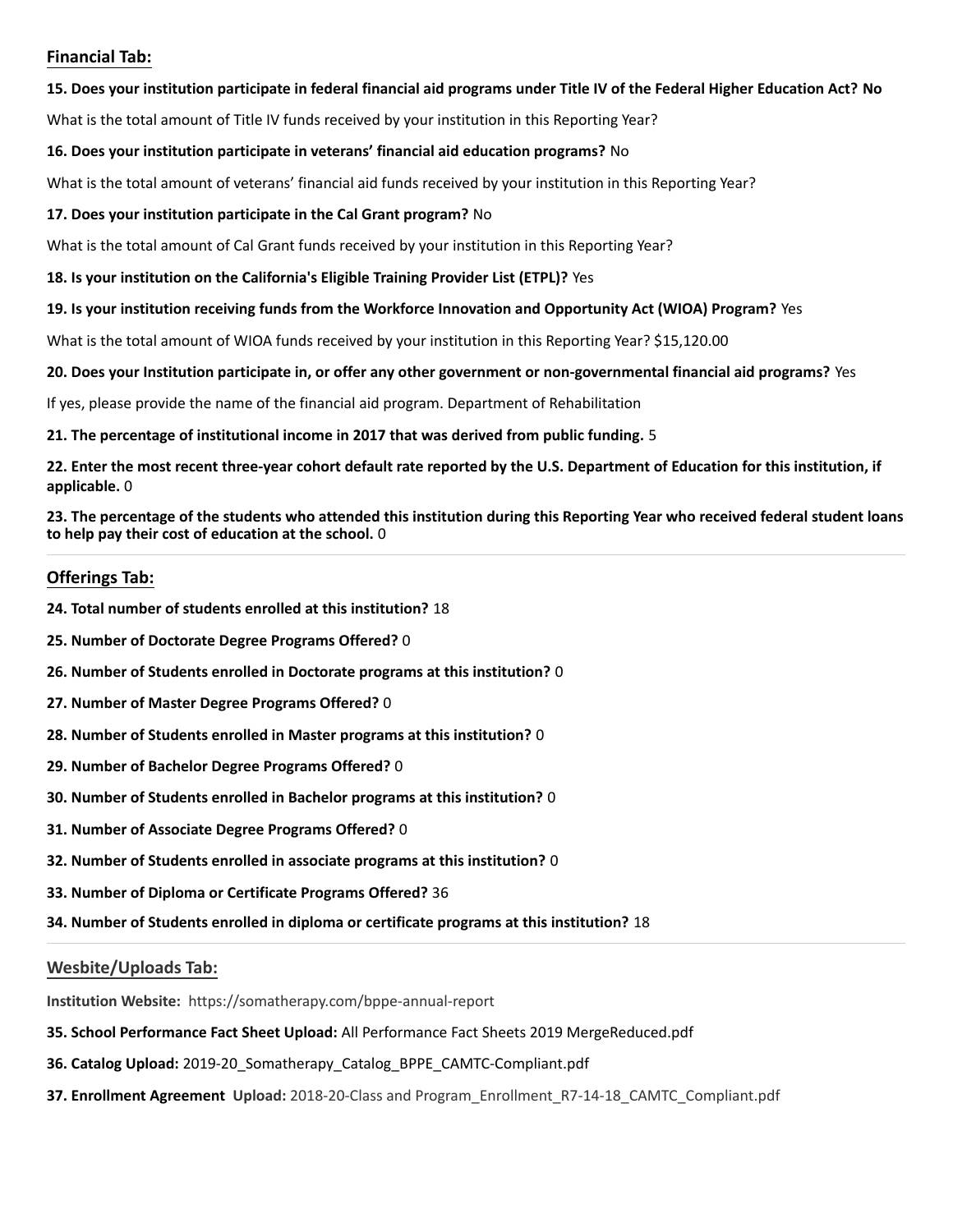## Financial Tab:

**15. Does your institution participate in federal financial aid programs under Title IV of the Federal Higher Education Act? No**

What is the total amount of Title IV funds received by your institution in this Reporting Year?

**16. Does your institution participate in veterans' financial aid education programs?** No

What is the total amount of veterans' financial aid funds received by your institution in this Reporting Year?

**17. Does your institution participate in the Cal Grant program?** No

What is the total amount of Cal Grant funds received by your institution in this Reporting Year?

**18. Is your institution on the California's Eligible Training Provider List (ETPL)?** Yes

**19. Is your institution receiving funds from the Workforce Innovation and Opportunity Act (WIOA) Program?** Yes

What is the total amount of WIOA funds received by your institution in this Reporting Year? $15,120.00

**20. Does your Institution participate in, or offer any other government or non-governmental financial aid programs?** Yes

If yes, please provide the name of the financial aid program. Department of Rehabilitation

**21. The percentage of institutional income in 2017 that was derived from public funding.** 5

**22. Enter the most recent three-year cohort default rate reported by the U.S. Department of Education for this institution, if applicable.** 0

**23. The percentage of the students who attended this institution during this Reporting Year who received federal student loans to help pay their cost of education at the school.** 0

## Offerings Tab:

**24. Total number of students enrolled at this institution?** 18

**25. Number of Doctorate Degree Programs Offered?** 0

**26. Number of Students enrolled in Doctorate programs at this institution?** 0

**27. Number of Master Degree Programs Offered?** 0

**28. Number of Students enrolled in Master programs at this institution?** 0

**29. Number of Bachelor Degree Programs Offered?** 0

**30. Number of Students enrolled in Bachelor programs at this institution?** 0

**31. Number of Associate Degree Programs Offered?** 0

**32. Number of Students enrolled in associate programs at this institution?** 0

**33. Number of Diploma or Certificate Programs Offered?** 36

**34. Number of Students enrolled in diploma or certificate programs at this institution?** 18

## Wesbite/Uploads Tab:

**Institution Website:** https://somatherapy.com/bppe-annual-report

**35. School Performance Fact Sheet Upload:** All Performance Fact Sheets 2019 MergeReduced.pdf

**36. Catalog Upload:** 2019-20_Somatherapy_Catalog_BPPE_CAMTC-Compliant.pdf

**37. Enrollment Agreement Upload:** 2018-20-Class and Program_Enrollment_R7-14-18_CAMTC_Compliant.pdf